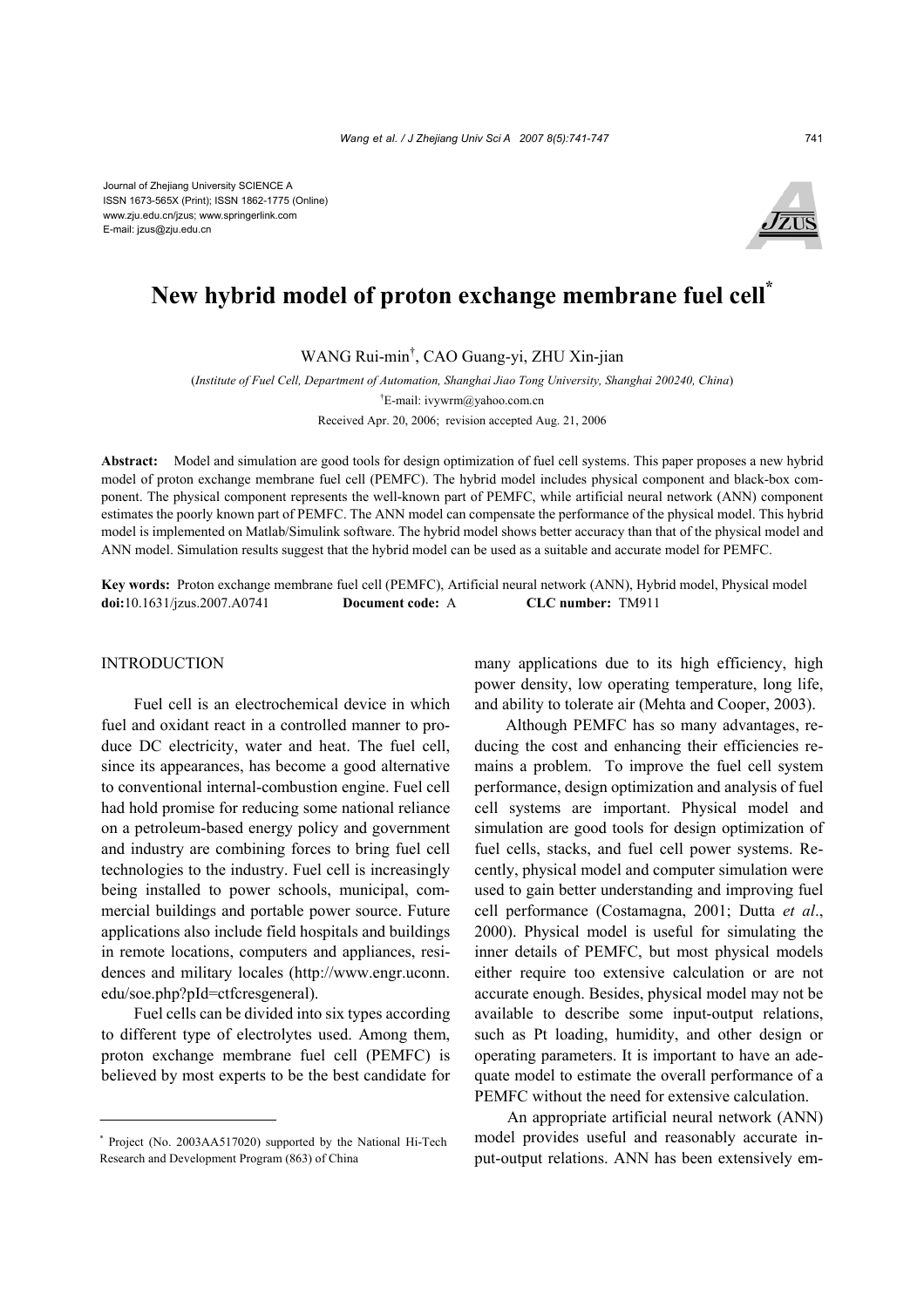Journal of Zhejiang University SCIENCE A
ISSN 1673-565X (Print); ISSN 1862-1775 (Online)
www.zju.edu.cn/jzus; www.springerlink.com
E-mail: jzus@zju.edu.cn

# New hybrid model of proton exchange membrane fuel cell*

WANG Rui-min[†], CAO Guang-yi, ZHU Xin-jian

(*Institute of Fuel Cell, Department of Automation, Shanghai Jiao Tong University, Shanghai 200240, China*)

[†]E-mail: ivywrm@yahoo.com.cn

Received Apr. 20, 2006; revision accepted Aug. 21, 2006

**Abstract:** Model and simulation are good tools for design optimization of fuel cell systems. This paper proposes a new hybrid model of proton exchange membrane fuel cell (PEMFC). The hybrid model includes physical component and black-box component. The physical component represents the well-known part of PEMFC, while artificial neural network (ANN) component estimates the poorly known part of PEMFC. The ANN model can compensate the performance of the physical model. This hybrid model is implemented on Matlab/Simulink software. The hybrid model shows better accuracy than that of the physical model and ANN model. Simulation results suggest that the hybrid model can be used as a suitable and accurate model for PEMFC.

**Key words:** Proton exchange membrane fuel cell (PEMFC), Artificial neural network (ANN), Hybrid model, Physical model
**doi:**10.1631/jzus.2007.A0741 **Document code:** A **CLC number:** TM911

## INTRODUCTION

Fuel cell is an electrochemical device in which fuel and oxidant react in a controlled manner to produce DC electricity, water and heat. The fuel cell, since its appearances, has become a good alternative to conventional internal-combustion engine. Fuel cell had hold promise for reducing some national reliance on a petroleum-based energy policy and government and industry are combining forces to bring fuel cell technologies to the industry. Fuel cell is increasingly being installed to power schools, municipal, commercial buildings and portable power source. Future applications also include field hospitals and buildings in remote locations, computers and appliances, residences and military locales (http://www.engr.uconn.edu/soe.php?pId=ctfcresgeneral).

Fuel cells can be divided into six types according to different type of electrolytes used. Among them, proton exchange membrane fuel cell (PEMFC) is believed by most experts to be the best candidate for many applications due to its high efficiency, high power density, low operating temperature, long life, and ability to tolerate air (Mehta and Cooper, 2003).

Although PEMFC has so many advantages, reducing the cost and enhancing their efficiencies remains a problem. To improve the fuel cell system performance, design optimization and analysis of fuel cell systems are important. Physical model and simulation are good tools for design optimization of fuel cells, stacks, and fuel cell power systems. Recently, physical model and computer simulation were used to gain better understanding and improving fuel cell performance (Costamagna, 2001; Dutta *et al*., 2000). Physical model is useful for simulating the inner details of PEMFC, but most physical models either require too extensive calculation or are not accurate enough. Besides, physical model may not be available to describe some input-output relations, such as Pt loading, humidity, and other design or operating parameters. It is important to have an adequate model to estimate the overall performance of a PEMFC without the need for extensive calculation.

An appropriate artificial neural network (ANN) model provides useful and reasonably accurate input-output relations. ANN has been extensively em-

---

* Project (No. 2003AA517020) supported by the National Hi-Tech Research and Development Program (863) of China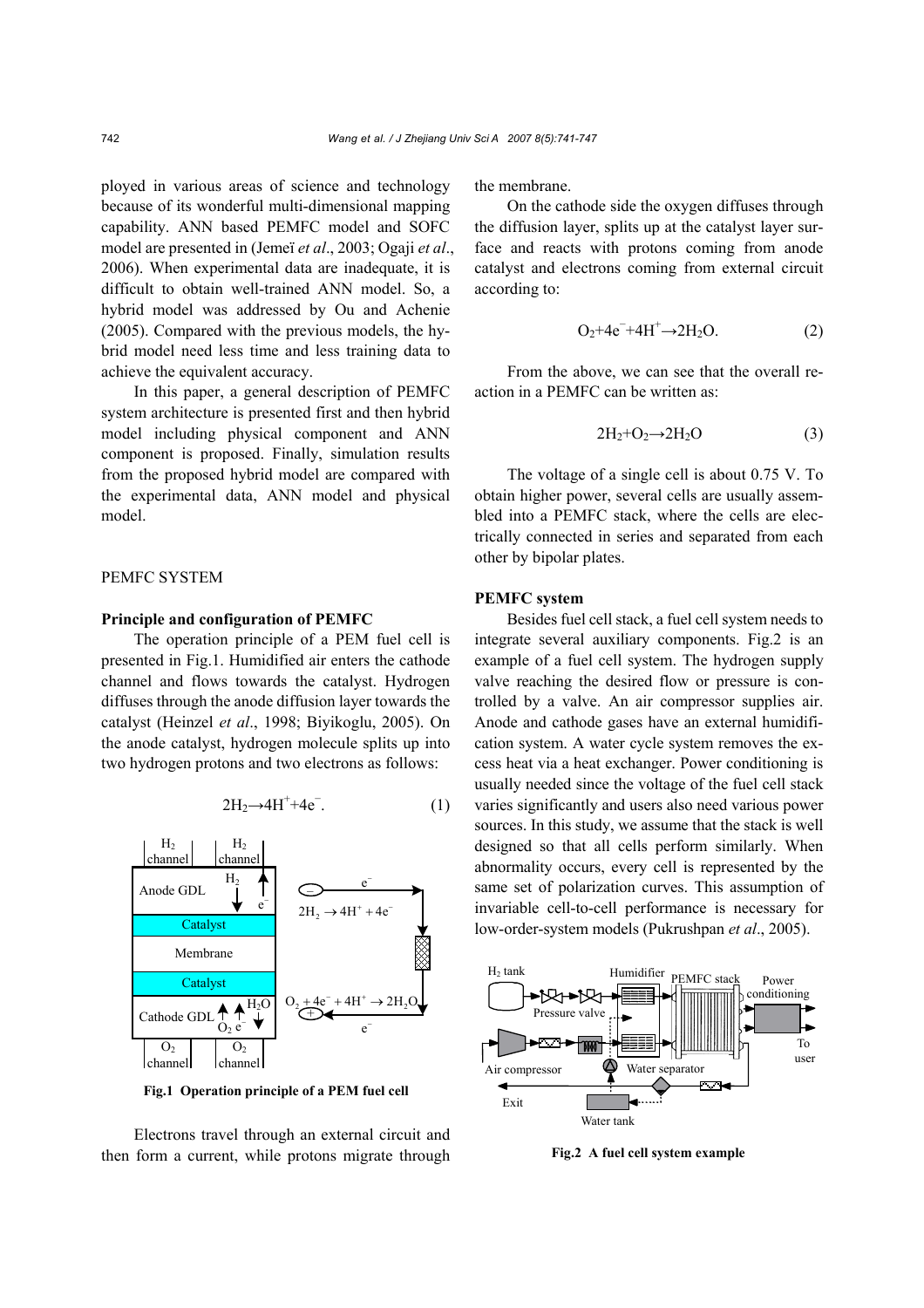ployed in various areas of science and technology because of its wonderful multi-dimensional mapping capability. ANN based PEMFC model and SOFC model are presented in (Jemeï *et al*., 2003; Ogaji *et al*., 2006). When experimental data are inadequate, it is difficult to obtain well-trained ANN model. So, a hybrid model was addressed by Ou and Achenie (2005). Compared with the previous models, the hybrid model need less time and less training data to achieve the equivalent accuracy.

In this paper, a general description of PEMFC system architecture is presented first and then hybrid model including physical component and ANN component is proposed. Finally, simulation results from the proposed hybrid model are compared with the experimental data, ANN model and physical model.

## PEMFC SYSTEM

### Principle and configuration of PEMFC

The operation principle of a PEM fuel cell is presented in Fig.1. Humidified air enters the cathode channel and flows towards the catalyst. Hydrogen diffuses through the anode diffusion layer towards the catalyst (Heinzel *et al*., 1998; Biyikoglu, 2005). On the anode catalyst, hydrogen molecule splits up into two hydrogen protons and two electrons as follows:

$$2H_2 \rightarrow 4H^+ + 4e^-. \tag{1}$$

**Fig.1 Operation principle of a PEM fuel cell**

Electrons travel through an external circuit and then form a current, while protons migrate through the membrane.

On the cathode side the oxygen diffuses through the diffusion layer, splits up at the catalyst layer surface and reacts with protons coming from anode catalyst and electrons coming from external circuit according to:

$$O_2 + 4e^- + 4H^+ \rightarrow 2H_2O. \tag{2}$$

From the above, we can see that the overall reaction in a PEMFC can be written as:

$$2H_2 + O_2 \rightarrow 2H_2O \tag{3}$$

The voltage of a single cell is about 0.75 V. To obtain higher power, several cells are usually assembled into a PEMFC stack, where the cells are electrically connected in series and separated from each other by bipolar plates.

### PEMFC system

Besides fuel cell stack, a fuel cell system needs to integrate several auxiliary components. Fig.2 is an example of a fuel cell system. The hydrogen supply valve reaching the desired flow or pressure is controlled by a valve. An air compressor supplies air. Anode and cathode gases have an external humidification system. A water cycle system removes the excess heat via a heat exchanger. Power conditioning is usually needed since the voltage of the fuel cell stack varies significantly and users also need various power sources. In this study, we assume that the stack is well designed so that all cells perform similarly. When abnormality occurs, every cell is represented by the same set of polarization curves. This assumption of invariable cell-to-cell performance is necessary for low-order-system models (Pukrushpan *et al*., 2005).

**Fig.2 A fuel cell system example**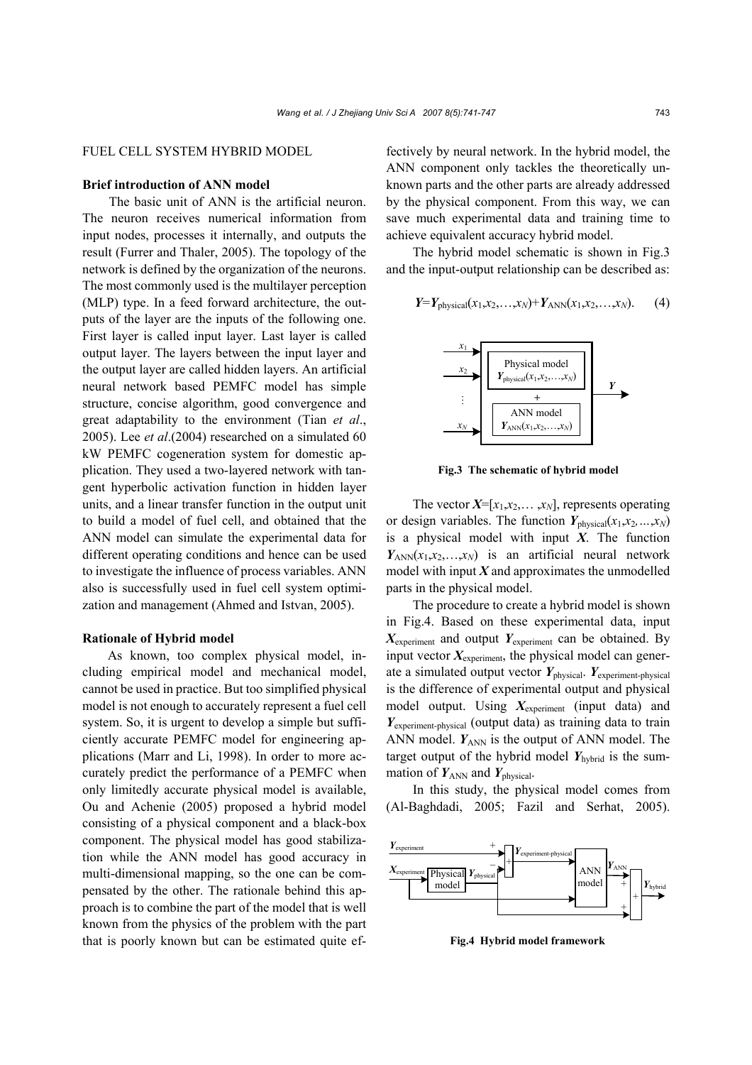## FUEL CELL SYSTEM HYBRID MODEL

### Brief introduction of ANN model

The basic unit of ANN is the artificial neuron. The neuron receives numerical information from input nodes, processes it internally, and outputs the result (Furrer and Thaler, 2005). The topology of the network is defined by the organization of the neurons. The most commonly used is the multilayer perception (MLP) type. In a feed forward architecture, the outputs of the layer are the inputs of the following one. First layer is called input layer. Last layer is called output layer. The layers between the input layer and the output layer are called hidden layers. An artificial neural network based PEMFC model has simple structure, concise algorithm, good convergence and great adaptability to the environment (Tian *et al*., 2005). Lee *et al*.(2004) researched on a simulated 60 kW PEMFC cogeneration system for domestic application. They used a two-layered network with tangent hyperbolic activation function in hidden layer units, and a linear transfer function in the output unit to build a model of fuel cell, and obtained that the ANN model can simulate the experimental data for different operating conditions and hence can be used to investigate the influence of process variables. ANN also is successfully used in fuel cell system optimization and management (Ahmed and Istvan, 2005).

### Rationale of Hybrid model

As known, too complex physical model, including empirical model and mechanical model, cannot be used in practice. But too simplified physical model is not enough to accurately represent a fuel cell system. So, it is urgent to develop a simple but sufficiently accurate PEMFC model for engineering applications (Marr and Li, 1998). In order to more accurately predict the performance of a PEMFC when only limitedly accurate physical model is available, Ou and Achenie (2005) proposed a hybrid model consisting of a physical component and a black-box component. The physical model has good stabilization while the ANN model has good accuracy in multi-dimensional mapping, so the one can be compensated by the other. The rationale behind this approach is to combine the part of the model that is well known from the physics of the problem with the part that is poorly known but can be estimated quite effectively by neural network. In the hybrid model, the ANN component only tackles the theoretically unknown parts and the other parts are already addressed by the physical component. From this way, we can save much experimental data and training time to achieve equivalent accuracy hybrid model.

The hybrid model schematic is shown in Fig.3 and the input-output relationship can be described as:

$$\boldsymbol{Y}=\boldsymbol{Y}_{\text{physical}}(x_1,x_2,\ldots,x_N)+\boldsymbol{Y}_{\text{ANN}}(x_1,x_2,\ldots,x_N). \quad (4)$$

**Fig.3 The schematic of hybrid model**

The vector $\boldsymbol{X}=[x_1,x_2,\ldots,x_N]$, represents operating or design variables. The function $\boldsymbol{Y}_{\text{physical}}(x_1,x_2,\ldots,x_N)$ is a physical model with input $\boldsymbol{X}$. The function $\boldsymbol{Y}_{\text{ANN}}(x_1,x_2,\ldots,x_N)$ is an artificial neural network model with input $\boldsymbol{X}$ and approximates the unmodelled parts in the physical model.

The procedure to create a hybrid model is shown in Fig.4. Based on these experimental data, input $\boldsymbol{X}_{\text{experiment}}$ and output $\boldsymbol{Y}_{\text{experiment}}$ can be obtained. By input vector $\boldsymbol{X}_{\text{experiment}}$, the physical model can generate a simulated output vector $\boldsymbol{Y}_{\text{physical}}$. $\boldsymbol{Y}_{\text{experiment-physical}}$ is the difference of experimental output and physical model output. Using $\boldsymbol{X}_{\text{experiment}}$ (input data) and $\boldsymbol{Y}_{\text{experiment-physical}}$ (output data) as training data to train ANN model. $\boldsymbol{Y}_{\text{ANN}}$ is the output of ANN model. The target output of the hybrid model $\boldsymbol{Y}_{\text{hybrid}}$ is the summation of $\boldsymbol{Y}_{\text{ANN}}$ and $\boldsymbol{Y}_{\text{physical}}$.

In this study, the physical model comes from (Al-Baghdadi, 2005; Fazil and Serhat, 2005).

**Fig.4 Hybrid model framework**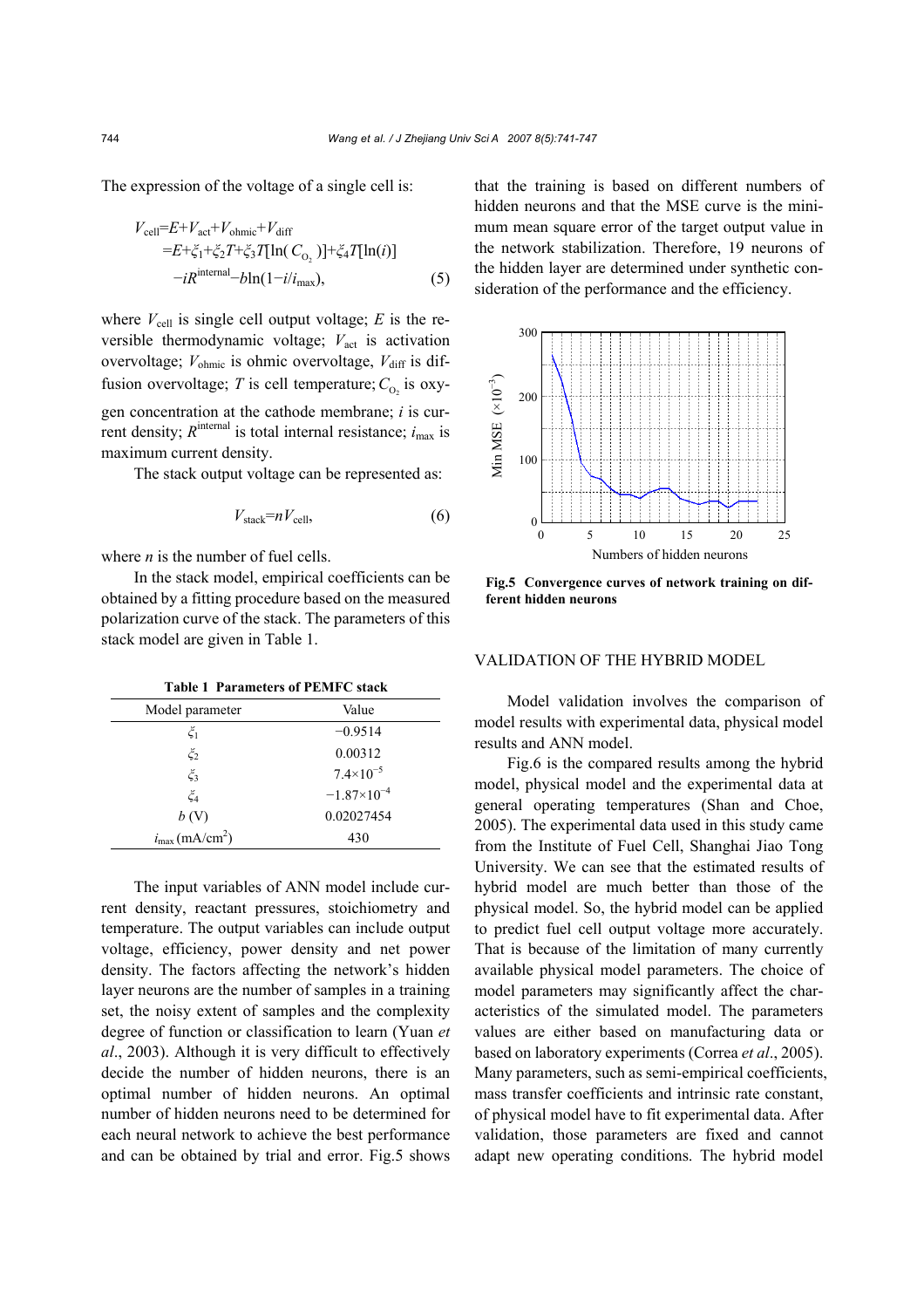The expression of the voltage of a single cell is:

$$
\begin{aligned}
V_{\text{cell}} &= E + V_{\text{act}} + V_{\text{ohmic}} + V_{\text{diff}} \\
&= E + \xi_1 + \xi_2 T + \xi_3 T[\ln(C_{O_2})] + \xi_4 T[\ln(i)] \\
&\quad - iR^{\text{internal}} - b\ln(1 - i/i_{\max}),
\end{aligned} \tag{5}
$$

where $V_{\text{cell}}$ is single cell output voltage; $E$ is the reversible thermodynamic voltage; $V_{\text{act}}$ is activation overvoltage; $V_{\text{ohmic}}$ is ohmic overvoltage, $V_{\text{diff}}$ is diffusion overvoltage; $T$ is cell temperature; $C_{O_2}$ is oxygen concentration at the cathode membrane; $i$ is current density; $R^{\text{internal}}$ is total internal resistance; $i_{\max}$ is maximum current density.

The stack output voltage can be represented as:

$$
V_{\text{stack}} = nV_{\text{cell}}, \tag{6}
$$

where $n$ is the number of fuel cells.

In the stack model, empirical coefficients can be obtained by a fitting procedure based on the measured polarization curve of the stack. The parameters of this stack model are given in Table 1.

**Table 1 Parameters of PEMFC stack**

| Model parameter | Value |
|---|---|
| $\xi_1$ | −0.9514 |
| $\xi_2$ | 0.00312 |
| $\xi_3$ | $7.4\times10^{-5}$ |
| $\xi_4$ | $-1.87\times10^{-4}$ |
| $b$ (V) | 0.02027454 |
| $i_{\max}$ (mA/cm$^2$) | 430 |

The input variables of ANN model include current density, reactant pressures, stoichiometry and temperature. The output variables can include output voltage, efficiency, power density and net power density. The factors affecting the network's hidden layer neurons are the number of samples in a training set, the noisy extent of samples and the complexity degree of function or classification to learn (Yuan *et al*., 2003). Although it is very difficult to effectively decide the number of hidden neurons, there is an optimal number of hidden neurons. An optimal number of hidden neurons need to be determined for each neural network to achieve the best performance and can be obtained by trial and error. Fig.5 shows that the training is based on different numbers of hidden neurons and that the MSE curve is the minimum mean square error of the target output value in the network stabilization. Therefore, 19 neurons of the hidden layer are determined under synthetic consideration of the performance and the efficiency.

**Fig.5 Convergence curves of network training on different hidden neurons**

## VALIDATION OF THE HYBRID MODEL

Model validation involves the comparison of model results with experimental data, physical model results and ANN model.

Fig.6 is the compared results among the hybrid model, physical model and the experimental data at general operating temperatures (Shan and Choe, 2005). The experimental data used in this study came from the Institute of Fuel Cell, Shanghai Jiao Tong University. We can see that the estimated results of hybrid model are much better than those of the physical model. So, the hybrid model can be applied to predict fuel cell output voltage more accurately. That is because of the limitation of many currently available physical model parameters. The choice of model parameters may significantly affect the characteristics of the simulated model. The parameters values are either based on manufacturing data or based on laboratory experiments (Correa *et al*., 2005). Many parameters, such as semi-empirical coefficients, mass transfer coefficients and intrinsic rate constant, of physical model have to fit experimental data. After validation, those parameters are fixed and cannot adapt new operating conditions. The hybrid model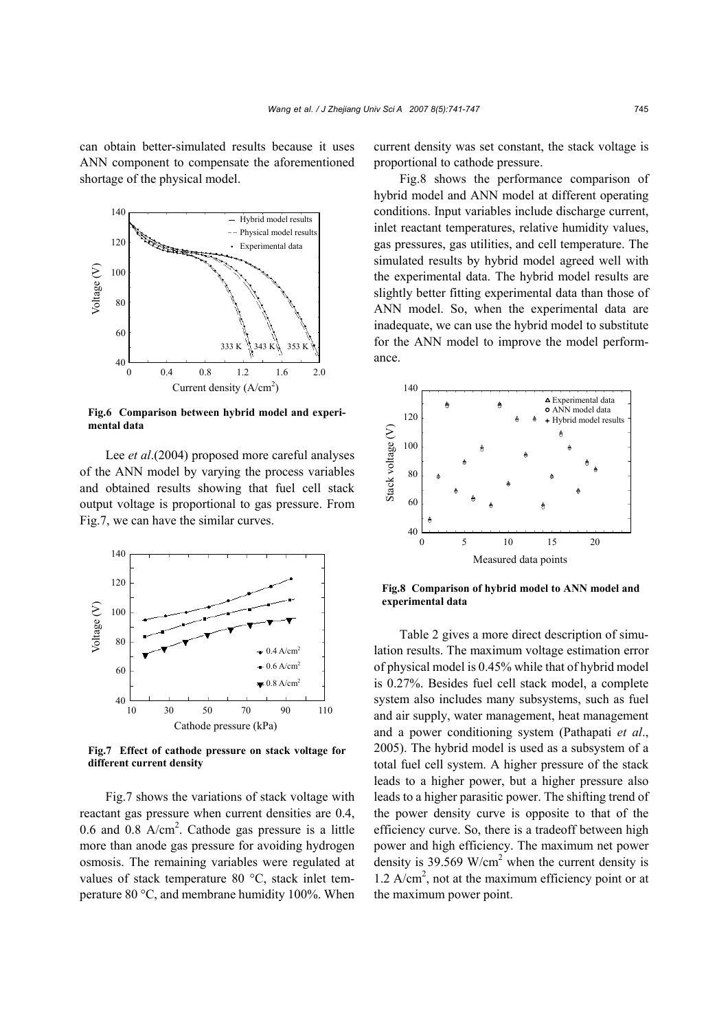can obtain better-simulated results because it uses ANN component to compensate the aforementioned shortage of the physical model.

**Fig.6 Comparison between hybrid model and experimental data**

Lee *et al*.(2004) proposed more careful analyses of the ANN model by varying the process variables and obtained results showing that fuel cell stack output voltage is proportional to gas pressure. From Fig.7, we can have the similar curves.

**Fig.7 Effect of cathode pressure on stack voltage for different current density**

Fig.7 shows the variations of stack voltage with reactant gas pressure when current densities are 0.4, 0.6 and 0.8 A/cm$^2$. Cathode gas pressure is a little more than anode gas pressure for avoiding hydrogen osmosis. The remaining variables were regulated at values of stack temperature 80 °C, stack inlet temperature 80 °C, and membrane humidity 100%. When current density was set constant, the stack voltage is proportional to cathode pressure.

Fig.8 shows the performance comparison of hybrid model and ANN model at different operating conditions. Input variables include discharge current, inlet reactant temperatures, relative humidity values, gas pressures, gas utilities, and cell temperature. The simulated results by hybrid model agreed well with the experimental data. The hybrid model results are slightly better fitting experimental data than those of ANN model. So, when the experimental data are inadequate, we can use the hybrid model to substitute for the ANN model to improve the model performance.

**Fig.8 Comparison of hybrid model to ANN model and experimental data**

Table 2 gives a more direct description of simulation results. The maximum voltage estimation error of physical model is 0.45% while that of hybrid model is 0.27%. Besides fuel cell stack model, a complete system also includes many subsystems, such as fuel and air supply, water management, heat management and a power conditioning system (Pathapati *et al*., 2005). The hybrid model is used as a subsystem of a total fuel cell system. A higher pressure of the stack leads to a higher power, but a higher pressure also leads to a higher parasitic power. The shifting trend of the power density curve is opposite to that of the efficiency curve. So, there is a tradeoff between high power and high efficiency. The maximum net power density is 39.569 W/cm$^2$ when the current density is 1.2 A/cm$^2$, not at the maximum efficiency point or at the maximum power point.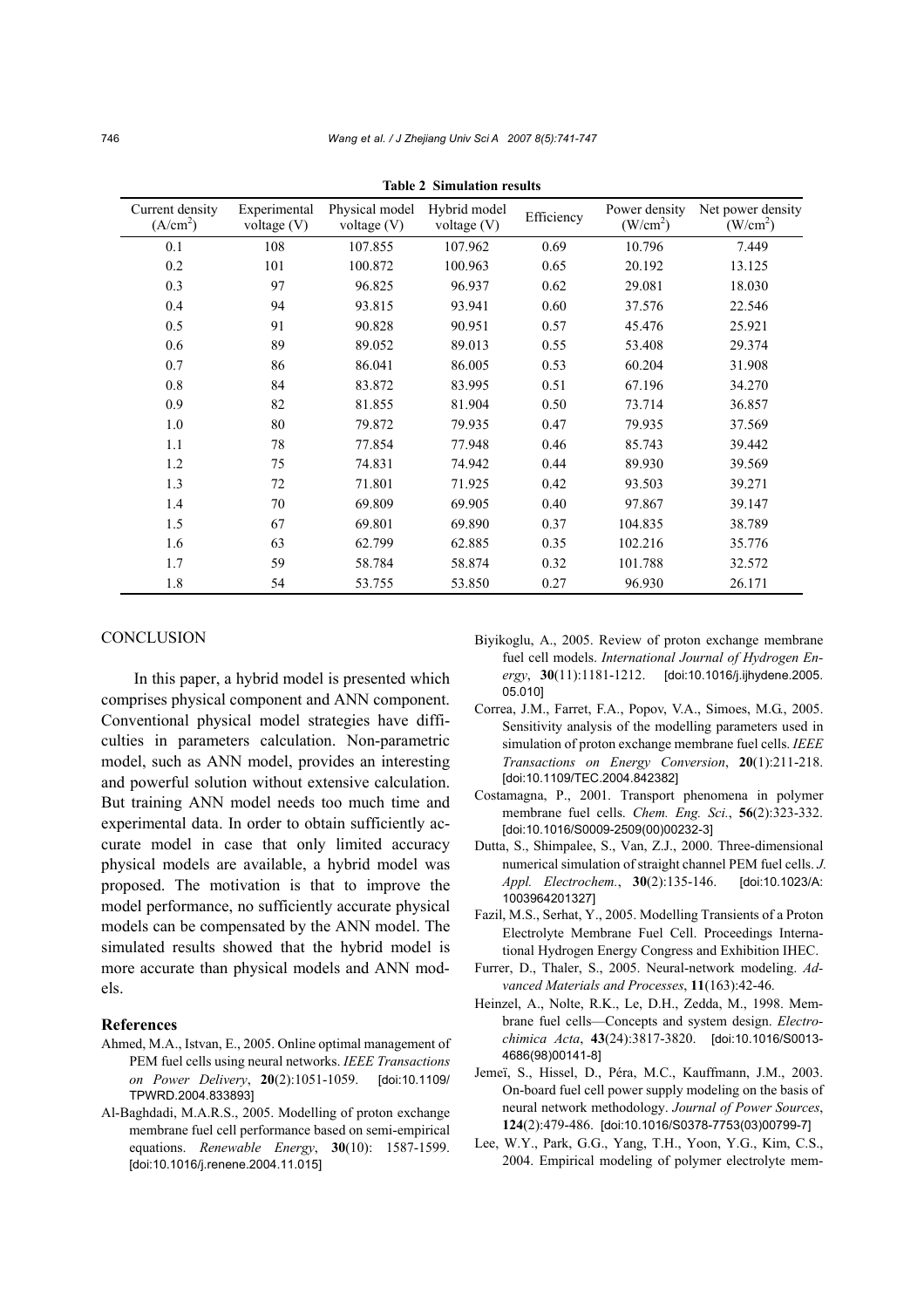**Table 2 Simulation results**

| Current density ($A/cm^2$) | Experimental voltage (V) | Physical model voltage (V) | Hybrid model voltage (V) | Efficiency | Power density ($W/cm^2$) | Net power density ($W/cm^2$) |
|---|---|---|---|---|---|---|
| 0.1 | 108 | 107.855 | 107.962 | 0.69 | 10.796 | 7.449 |
| 0.2 | 101 | 100.872 | 100.963 | 0.65 | 20.192 | 13.125 |
| 0.3 | 97 | 96.825 | 96.937 | 0.62 | 29.081 | 18.030 |
| 0.4 | 94 | 93.815 | 93.941 | 0.60 | 37.576 | 22.546 |
| 0.5 | 91 | 90.828 | 90.951 | 0.57 | 45.476 | 25.921 |
| 0.6 | 89 | 89.052 | 89.013 | 0.55 | 53.408 | 29.374 |
| 0.7 | 86 | 86.041 | 86.005 | 0.53 | 60.204 | 31.908 |
| 0.8 | 84 | 83.872 | 83.995 | 0.51 | 67.196 | 34.270 |
| 0.9 | 82 | 81.855 | 81.904 | 0.50 | 73.714 | 36.857 |
| 1.0 | 80 | 79.872 | 79.935 | 0.47 | 79.935 | 37.569 |
| 1.1 | 78 | 77.854 | 77.948 | 0.46 | 85.743 | 39.442 |
| 1.2 | 75 | 74.831 | 74.942 | 0.44 | 89.930 | 39.569 |
| 1.3 | 72 | 71.801 | 71.925 | 0.42 | 93.503 | 39.271 |
| 1.4 | 70 | 69.809 | 69.905 | 0.40 | 97.867 | 39.147 |
| 1.5 | 67 | 69.801 | 69.890 | 0.37 | 104.835 | 38.789 |
| 1.6 | 63 | 62.799 | 62.885 | 0.35 | 102.216 | 35.776 |
| 1.7 | 59 | 58.784 | 58.874 | 0.32 | 101.788 | 32.572 |
| 1.8 | 54 | 53.755 | 53.850 | 0.27 | 96.930 | 26.171 |

## CONCLUSION

In this paper, a hybrid model is presented which comprises physical component and ANN component. Conventional physical model strategies have difficulties in parameters calculation. Non-parametric model, such as ANN model, provides an interesting and powerful solution without extensive calculation. But training ANN model needs too much time and experimental data. In order to obtain sufficiently accurate model in case that only limited accuracy physical models are available, a hybrid model was proposed. The motivation is that to improve the model performance, no sufficiently accurate physical models can be compensated by the ANN model. The simulated results showed that the hybrid model is more accurate than physical models and ANN models.

### References

Ahmed, M.A., Istvan, E., 2005. Online optimal management of PEM fuel cells using neural networks. *IEEE Transactions on Power Delivery*, **20**(2):1051-1059. [doi:10.1109/TPWRD.2004.833893]

Al-Baghdadi, M.A.R.S., 2005. Modelling of proton exchange membrane fuel cell performance based on semi-empirical equations. *Renewable Energy*, **30**(10): 1587-1599. [doi:10.1016/j.renene.2004.11.015]

Biyikoglu, A., 2005. Review of proton exchange membrane fuel cell models. *International Journal of Hydrogen Energy*, **30**(11):1181-1212. [doi:10.1016/j.ijhydene.2005.05.010]

Correa, J.M., Farret, F.A., Popov, V.A., Simoes, M.G., 2005. Sensitivity analysis of the modelling parameters used in simulation of proton exchange membrane fuel cells. *IEEE Transactions on Energy Conversion*, **20**(1):211-218. [doi:10.1109/TEC.2004.842382]

Costamagna, P., 2001. Transport phenomena in polymer membrane fuel cells. *Chem. Eng. Sci.*, **56**(2):323-332. [doi:10.1016/S0009-2509(00)00232-3]

Dutta, S., Shimpalee, S., Van, Z.J., 2000. Three-dimensional numerical simulation of straight channel PEM fuel cells. *J. Appl. Electrochem.*, **30**(2):135-146. [doi:10.1023/A:1003964201327]

Fazil, M.S., Serhat, Y., 2005. Modelling Transients of a Proton Electrolyte Membrane Fuel Cell. Proceedings International Hydrogen Energy Congress and Exhibition IHEC.

Furrer, D., Thaler, S., 2005. Neural-network modeling. *Advanced Materials and Processes*, **11**(163):42-46.

Heinzel, A., Nolte, R.K., Le, D.H., Zedda, M., 1998. Membrane fuel cells—Concepts and system design. *Electrochimica Acta*, **43**(24):3817-3820. [doi:10.1016/S0013-4686(98)00141-8]

Jemeï, S., Hissel, D., Péra, M.C., Kauffmann, J.M., 2003. On-board fuel cell power supply modeling on the basis of neural network methodology. *Journal of Power Sources*, **124**(2):479-486. [doi:10.1016/S0378-7753(03)00799-7]

Lee, W.Y., Park, G.G., Yang, T.H., Yoon, Y.G., Kim, C.S., 2004. Empirical modeling of polymer electrolyte mem-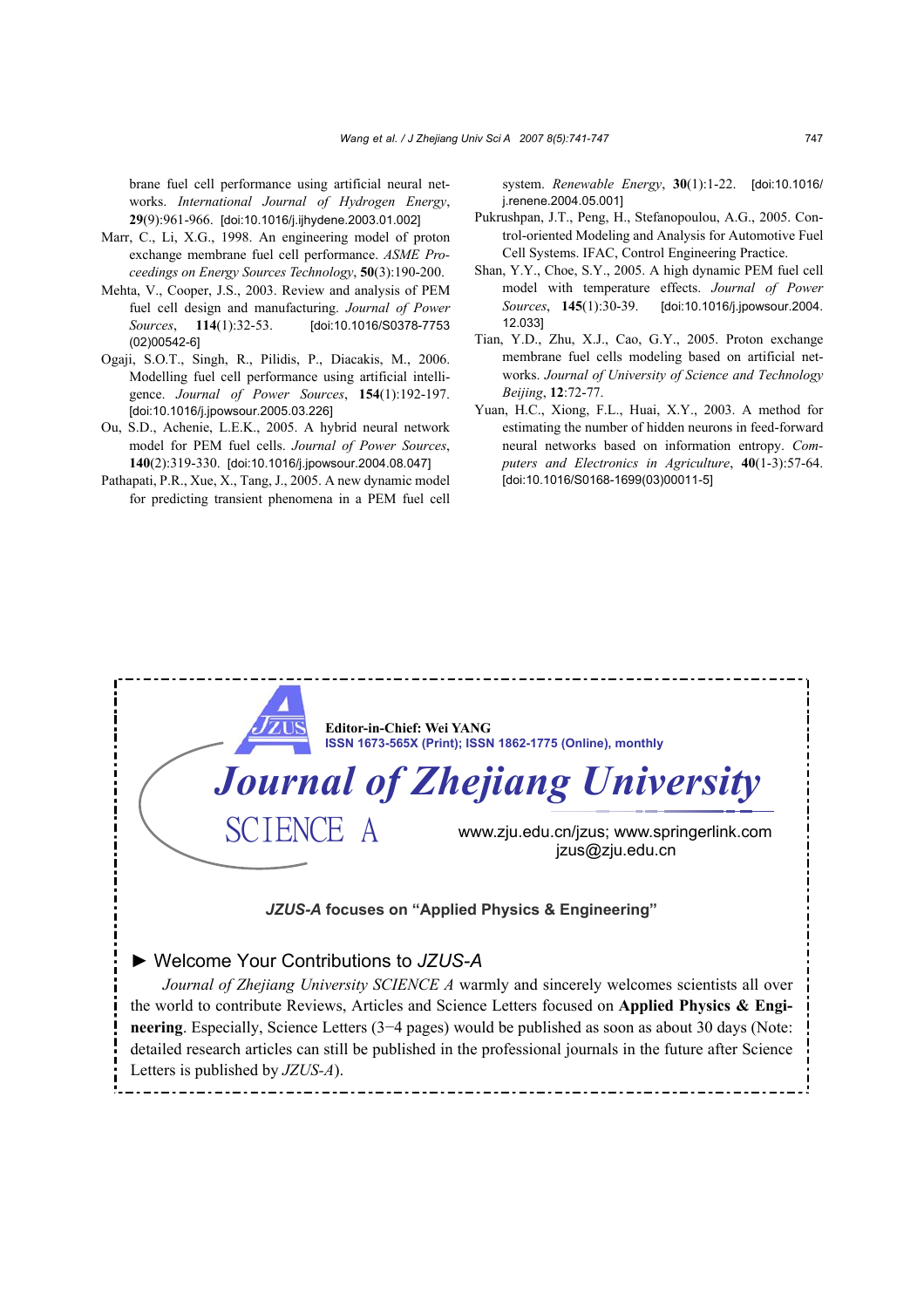brane fuel cell performance using artificial neural networks. *International Journal of Hydrogen Energy*, **29**(9):961-966. [doi:10.1016/j.ijhydene.2003.01.002]

Marr, C., Li, X.G., 1998. An engineering model of proton exchange membrane fuel cell performance. *ASME Proceedings on Energy Sources Technology*, **50**(3):190-200.

Mehta, V., Cooper, J.S., 2003. Review and analysis of PEM fuel cell design and manufacturing. *Journal of Power Sources*, **114**(1):32-53. [doi:10.1016/S0378-7753(02)00542-6]

Ogaji, S.O.T., Singh, R., Pilidis, P., Diacakis, M., 2006. Modelling fuel cell performance using artificial intelligence. *Journal of Power Sources*, **154**(1):192-197. [doi:10.1016/j.jpowsour.2005.03.226]

Ou, S.D., Achenie, L.E.K., 2005. A hybrid neural network model for PEM fuel cells. *Journal of Power Sources*, **140**(2):319-330. [doi:10.1016/j.jpowsour.2004.08.047]

Pathapati, P.R., Xue, X., Tang, J., 2005. A new dynamic model for predicting transient phenomena in a PEM fuel cell system. *Renewable Energy*, **30**(1):1-22. [doi:10.1016/j.renene.2004.05.001]

Pukrushpan, J.T., Peng, H., Stefanopoulou, A.G., 2005. Control-oriented Modeling and Analysis for Automotive Fuel Cell Systems. IFAC, Control Engineering Practice.

Shan, Y.Y., Choe, S.Y., 2005. A high dynamic PEM fuel cell model with temperature effects. *Journal of Power Sources*, **145**(1):30-39. [doi:10.1016/j.jpowsour.2004.12.033]

Tian, Y.D., Zhu, X.J., Cao, G.Y., 2005. Proton exchange membrane fuel cells modeling based on artificial networks. *Journal of University of Science and Technology Beijing*, **12**:72-77.

Yuan, H.C., Xiong, F.L., Huai, X.Y., 2003. A method for estimating the number of hidden neurons in feed-forward neural networks based on information entropy. *Computers and Electronics in Agriculture*, **40**(1-3):57-64. [doi:10.1016/S0168-1699(03)00011-5]

---

**Editor-in-Chief: Wei YANG**
**ISSN 1673-565X (Print); ISSN 1862-1775 (Online), monthly**

# *Journal of Zhejiang University*

SCIENCE A

www.zju.edu.cn/jzus; www.springerlink.com
jzus@zju.edu.cn

***JZUS-A* focuses on "Applied Physics & Engineering"**

► Welcome Your Contributions to *JZUS-A*

*Journal of Zhejiang University SCIENCE A* warmly and sincerely welcomes scientists all over the world to contribute Reviews, Articles and Science Letters focused on **Applied Physics & Engineering**. Especially, Science Letters (3−4 pages) would be published as soon as about 30 days (Note: detailed research articles can still be published in the professional journals in the future after Science Letters is published by *JZUS-A*).